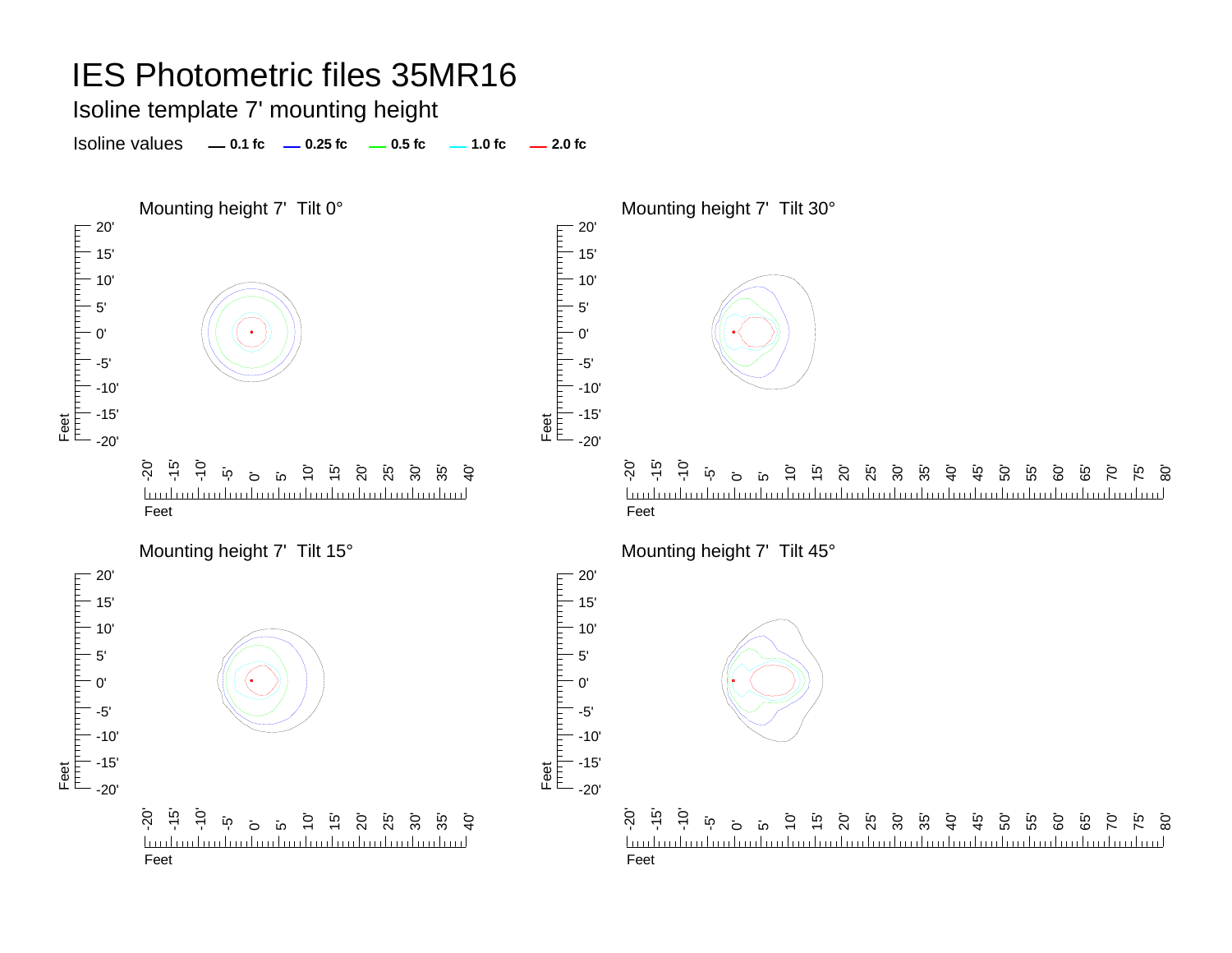# IES Photometric files 35MR16

## Isoline template 7' mounting height

Isoline values — 0.1 fc — 0.25 fc — 0.5 fc — 1.0 fc — 2.0 fc

Mounting height 7' Tilt 0°

Mounting height 7' Tilt 30°

Mounting height 7' Tilt 15°

Mounting height 7' Tilt 45°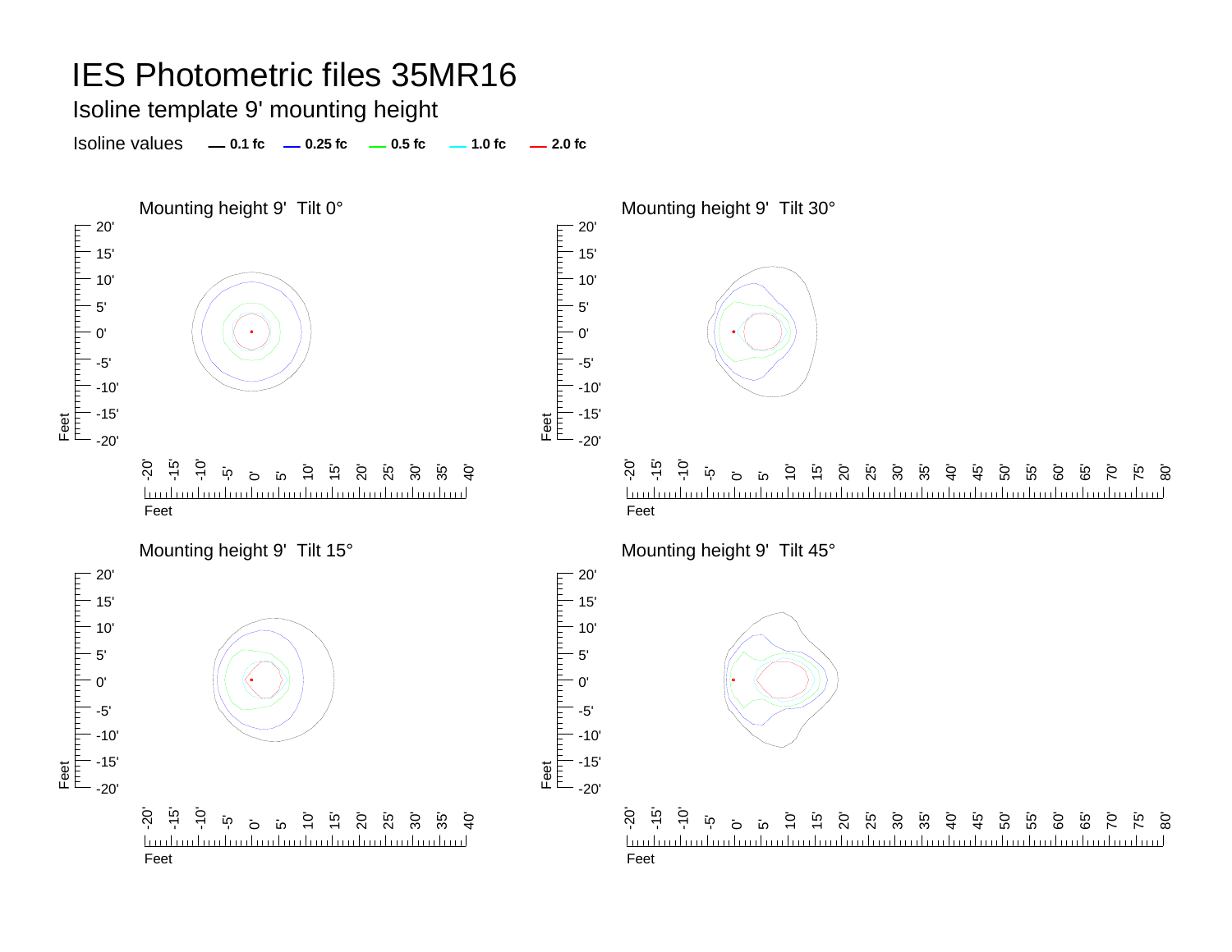# IES Photometric files 35MR16

## Isoline template 9' mounting height

Isoline values — 0.1 fc — 0.25 fc — 0.5 fc — 1.0 fc — 2.0 fc

### Mounting height 9' Tilt 0°

### Mounting height 9' Tilt 30°

### Mounting height 9' Tilt 15°

### Mounting height 9' Tilt 45°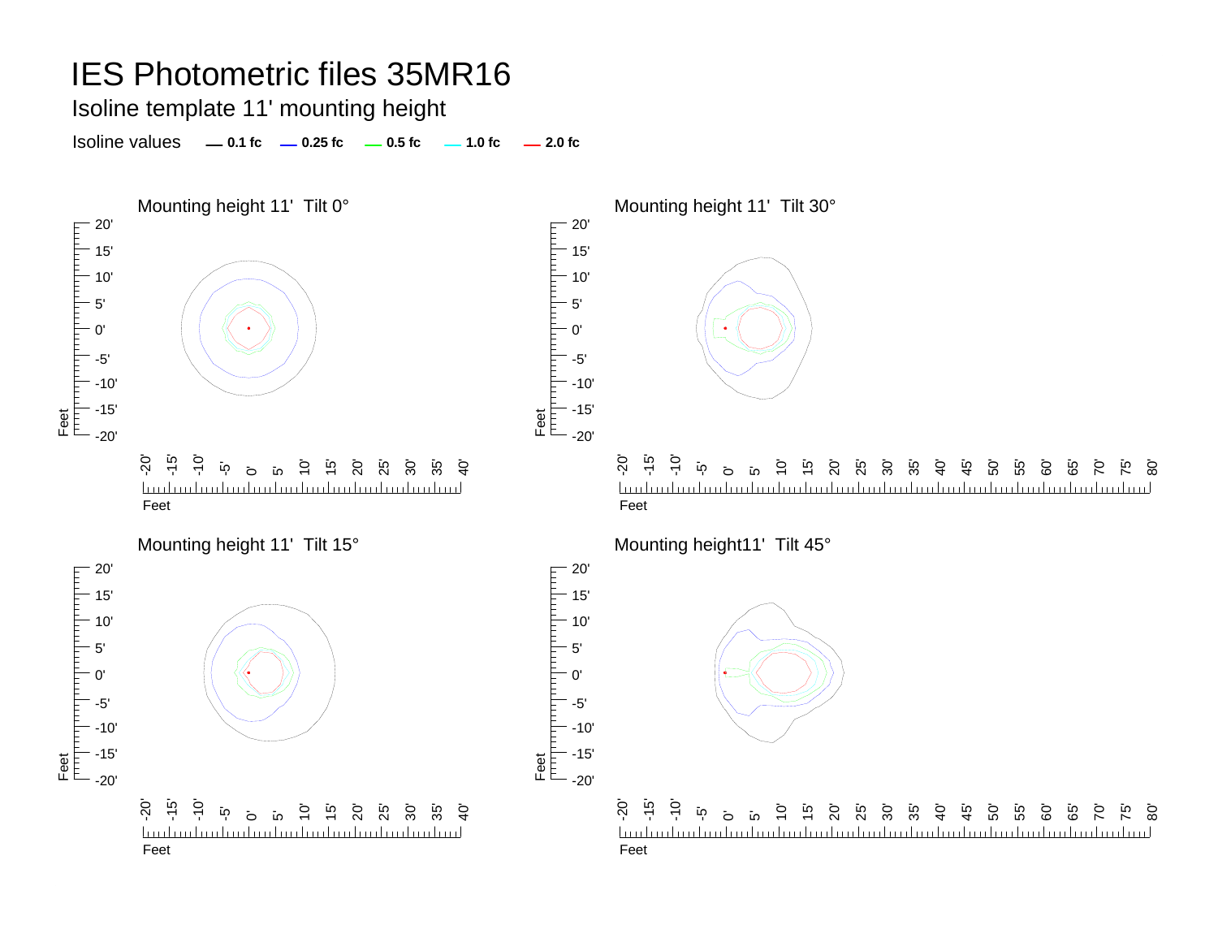# IES Photometric files 35MR16

## Isoline template 11' mounting height

Isoline values — 0.1 fc — 0.25 fc — 0.5 fc — 1.0 fc — 2.0 fc

### Mounting height 11'  Tilt 0°

### Mounting height 11'  Tilt 30°

### Mounting height 11'  Tilt 15°

### Mounting height11'  Tilt 45°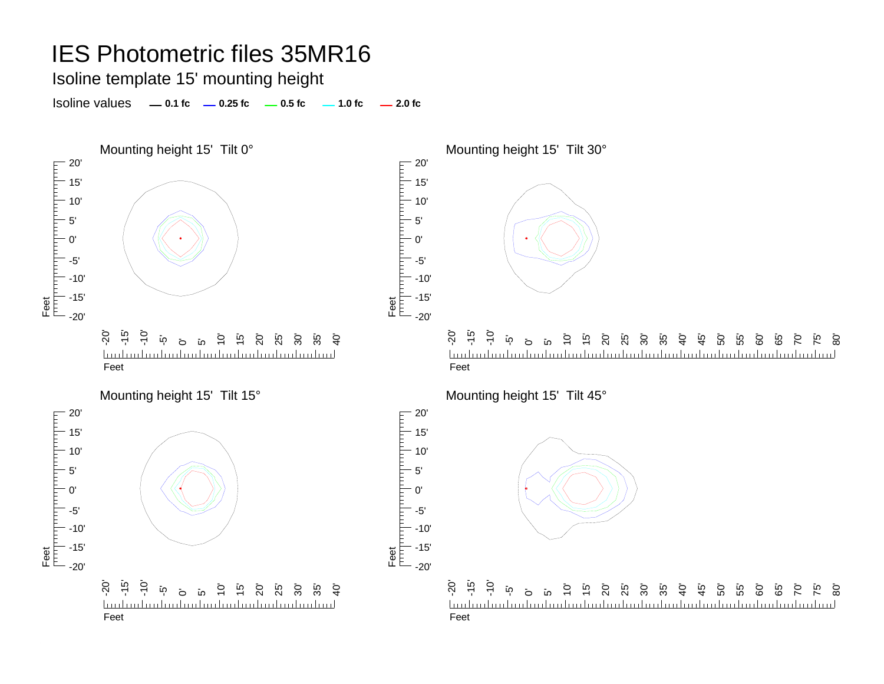# IES Photometric files 35MR16

## Isoline template 15' mounting height

Isoline values **0.1 fc** **0.25 fc** **0.5 fc** **1.0 fc** **2.0 fc**

Mounting height 15' Tilt 0°

Mounting height 15' Tilt 30°

Mounting height 15' Tilt 15°

Mounting height 15' Tilt 45°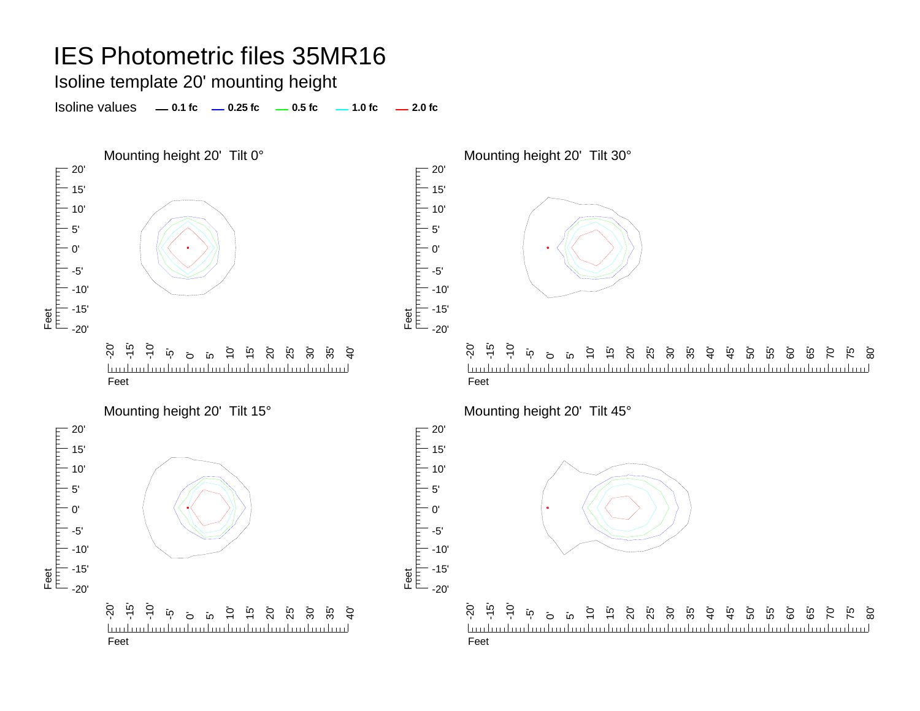# IES Photometric files 35MR16

## Isoline template 20' mounting height

Isoline values — 0.1 fc — 0.25 fc — 0.5 fc — 1.0 fc — 2.0 fc

### Mounting height 20' Tilt 0°

### Mounting height 20' Tilt 30°

### Mounting height 20' Tilt 15°

### Mounting height 20' Tilt 45°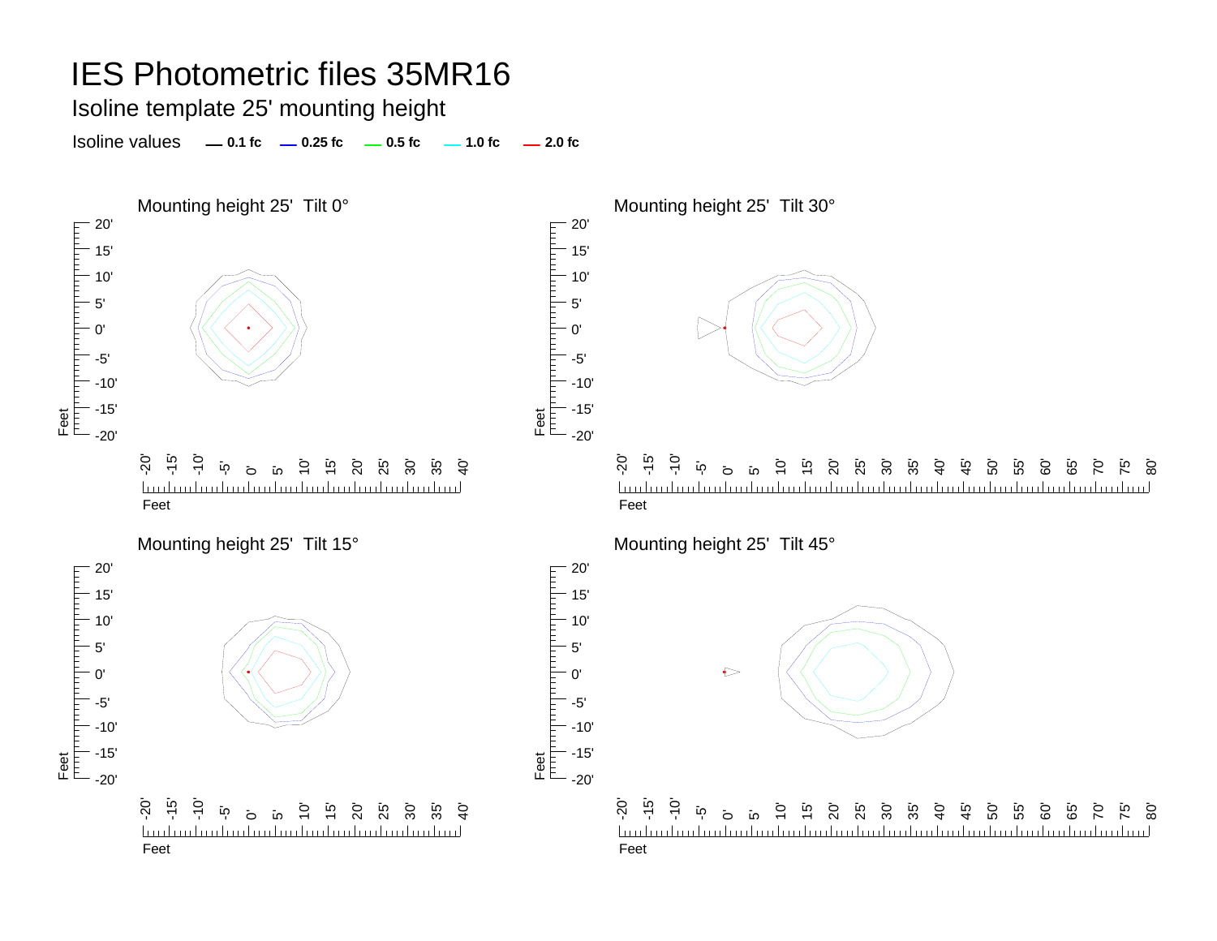# IES Photometric files 35MR16

## Isoline template 25' mounting height

Isoline values — 0.1 fc — 0.25 fc — 0.5 fc — 1.0 fc — 2.0 fc

### Mounting height 25' Tilt 0°

### Mounting height 25' Tilt 30°

### Mounting height 25' Tilt 15°

### Mounting height 25' Tilt 45°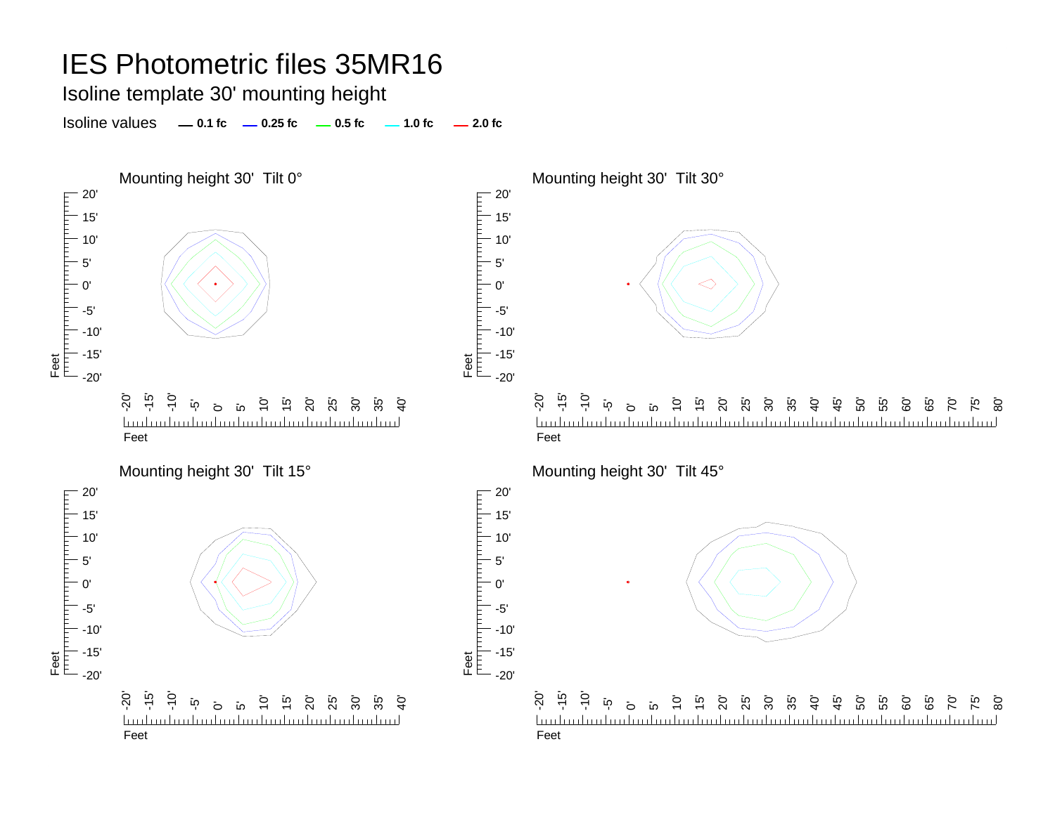# IES Photometric files 35MR16

## Isoline template 30' mounting height

Isoline values — 0.1 fc — 0.25 fc — 0.5 fc — 1.0 fc — 2.0 fc

Mounting height 30' Tilt 0°

20' 15' 10' 5' 0' -5' -10' -15' -20'

Feet

-20' -15' -10' -5' 0' 5' 10' 15' 20' 25' 30' 35' 40'

Feet

Mounting height 30' Tilt 30°

20' 15' 10' 5' 0' -5' -10' -15' -20'

Feet

-20' -15' -10' -5' 0' 5' 10' 15' 20' 25' 30' 35' 40' 45' 50' 55' 60' 65' 70' 75' 80'

Feet

Mounting height 30' Tilt 15°

20' 15' 10' 5' 0' -5' -10' -15' -20'

Feet

-20' -15' -10' -5' 0' 5' 10' 15' 20' 25' 30' 35' 40'

Feet

Mounting height 30' Tilt 45°

20' 15' 10' 5' 0' -5' -10' -15' -20'

Feet

-20' -15' -10' -5' 0' 5' 10' 15' 20' 25' 30' 35' 40' 45' 50' 55' 60' 65' 70' 75' 80'

Feet